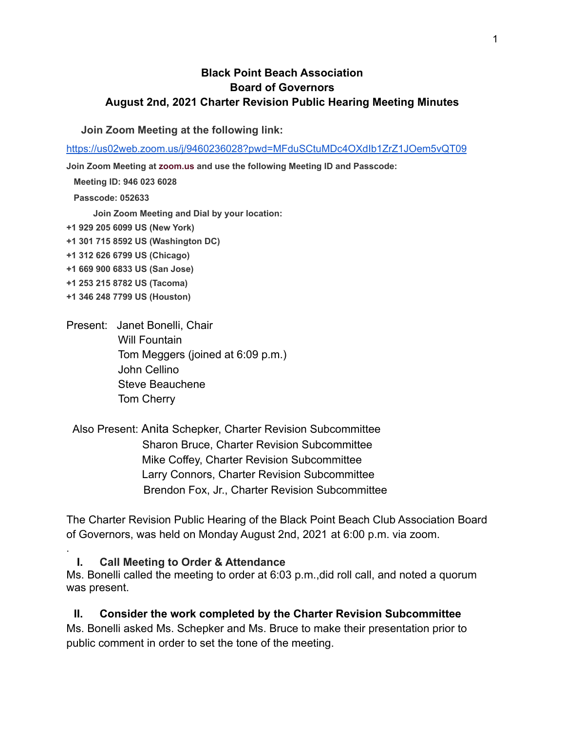**Black Point Beach Association**
**Board of Governors**
**August 2nd, 2021 Charter Revision Public Hearing Meeting Minutes**

**Join Zoom Meeting at the following link:**

https://us02web.zoom.us/j/9460236028?pwd=MFduSCtuMDc4OXdIb1ZrZ1JOem5vQT09

**Join Zoom Meeting at zoom.us and use the following Meeting ID and Passcode:**

**Meeting ID: 946 023 6028**

**Passcode: 052633**

**Join Zoom Meeting and Dial by your location:**

**+1 929 205 6099 US (New York)**
**+1 301 715 8592 US (Washington DC)**
**+1 312 626 6799 US (Chicago)**
**+1 669 900 6833 US (San Jose)**
**+1 253 215 8782 US (Tacoma)**
**+1 346 248 7799 US (Houston)**

Present: Janet Bonelli, Chair
Will Fountain
Tom Meggers (joined at 6:09 p.m.)
John Cellino
Steve Beauchene
Tom Cherry

Also Present: Anita Schepker, Charter Revision Subcommittee
Sharon Bruce, Charter Revision Subcommittee
Mike Coffey, Charter Revision Subcommittee
Larry Connors, Charter Revision Subcommittee
Brendon Fox, Jr., Charter Revision Subcommittee

The Charter Revision Public Hearing of the Black Point Beach Club Association Board of Governors, was held on Monday August 2nd, 2021 at 6:00 p.m. via zoom.

## I. Call Meeting to Order & Attendance

Ms. Bonelli called the meeting to order at 6:03 p.m.,did roll call, and noted a quorum was present.

## II. Consider the work completed by the Charter Revision Subcommittee

Ms. Bonelli asked Ms. Schepker and Ms. Bruce to make their presentation prior to public comment in order to set the tone of the meeting.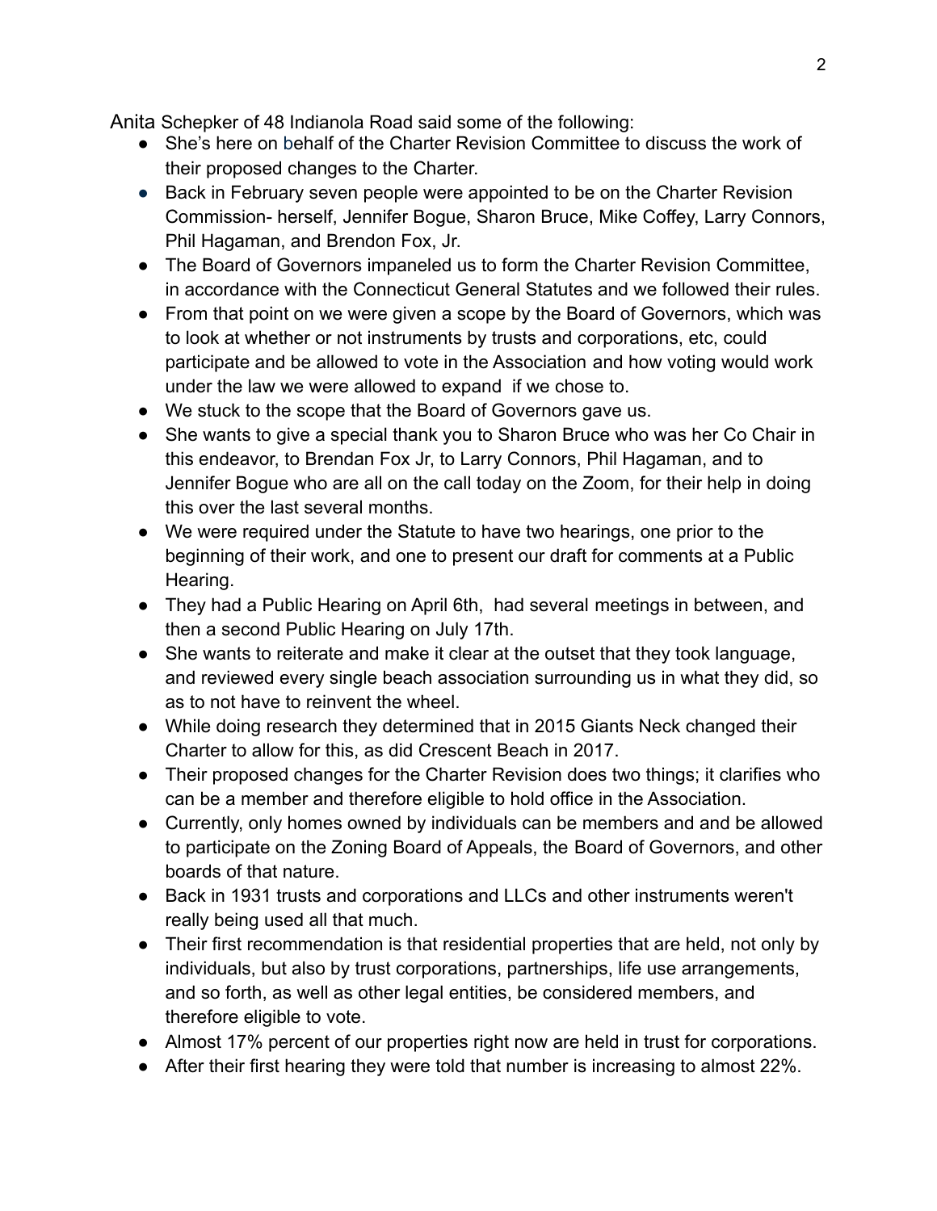Anita Schepker of 48 Indianola Road said some of the following:

- She's here on behalf of the Charter Revision Committee to discuss the work of their proposed changes to the Charter.
- Back in February seven people were appointed to be on the Charter Revision Commission- herself, Jennifer Bogue, Sharon Bruce, Mike Coffey, Larry Connors, Phil Hagaman, and Brendon Fox, Jr.
- The Board of Governors impaneled us to form the Charter Revision Committee, in accordance with the Connecticut General Statutes and we followed their rules.
- From that point on we were given a scope by the Board of Governors, which was to look at whether or not instruments by trusts and corporations, etc, could participate and be allowed to vote in the Association and how voting would work under the law we were allowed to expand if we chose to.
- We stuck to the scope that the Board of Governors gave us.
- She wants to give a special thank you to Sharon Bruce who was her Co Chair in this endeavor, to Brendan Fox Jr, to Larry Connors, Phil Hagaman, and to Jennifer Bogue who are all on the call today on the Zoom, for their help in doing this over the last several months.
- We were required under the Statute to have two hearings, one prior to the beginning of their work, and one to present our draft for comments at a Public Hearing.
- They had a Public Hearing on April 6th, had several meetings in between, and then a second Public Hearing on July 17th.
- She wants to reiterate and make it clear at the outset that they took language, and reviewed every single beach association surrounding us in what they did, so as to not have to reinvent the wheel.
- While doing research they determined that in 2015 Giants Neck changed their Charter to allow for this, as did Crescent Beach in 2017.
- Their proposed changes for the Charter Revision does two things; it clarifies who can be a member and therefore eligible to hold office in the Association.
- Currently, only homes owned by individuals can be members and and be allowed to participate on the Zoning Board of Appeals, the Board of Governors, and other boards of that nature.
- Back in 1931 trusts and corporations and LLCs and other instruments weren't really being used all that much.
- Their first recommendation is that residential properties that are held, not only by individuals, but also by trust corporations, partnerships, life use arrangements, and so forth, as well as other legal entities, be considered members, and therefore eligible to vote.
- Almost 17% percent of our properties right now are held in trust for corporations.
- After their first hearing they were told that number is increasing to almost 22%.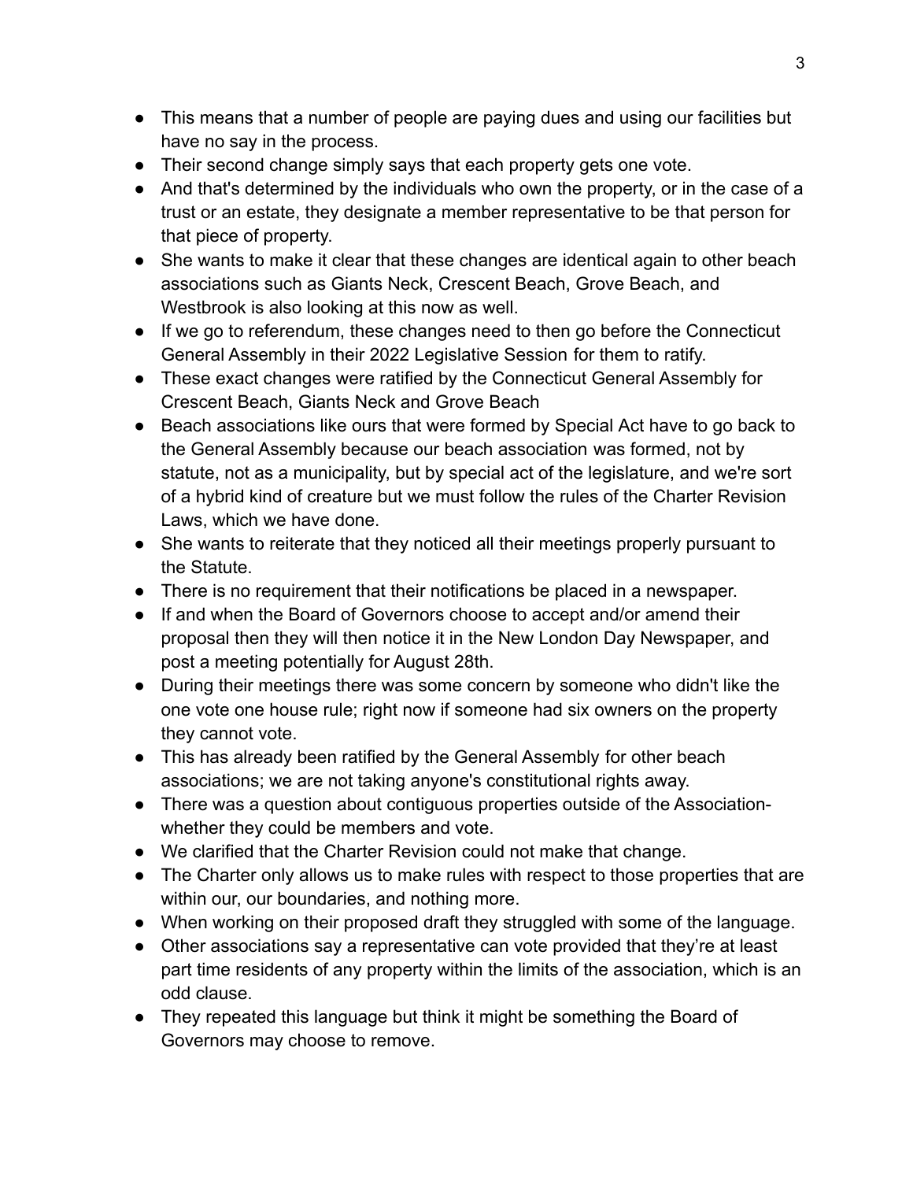- This means that a number of people are paying dues and using our facilities but have no say in the process.
- Their second change simply says that each property gets one vote.
- And that's determined by the individuals who own the property, or in the case of a trust or an estate, they designate a member representative to be that person for that piece of property.
- She wants to make it clear that these changes are identical again to other beach associations such as Giants Neck, Crescent Beach, Grove Beach, and Westbrook is also looking at this now as well.
- If we go to referendum, these changes need to then go before the Connecticut General Assembly in their 2022 Legislative Session for them to ratify.
- These exact changes were ratified by the Connecticut General Assembly for Crescent Beach, Giants Neck and Grove Beach
- Beach associations like ours that were formed by Special Act have to go back to the General Assembly because our beach association was formed, not by statute, not as a municipality, but by special act of the legislature, and we're sort of a hybrid kind of creature but we must follow the rules of the Charter Revision Laws, which we have done.
- She wants to reiterate that they noticed all their meetings properly pursuant to the Statute.
- There is no requirement that their notifications be placed in a newspaper.
- If and when the Board of Governors choose to accept and/or amend their proposal then they will then notice it in the New London Day Newspaper, and post a meeting potentially for August 28th.
- During their meetings there was some concern by someone who didn't like the one vote one house rule; right now if someone had six owners on the property they cannot vote.
- This has already been ratified by the General Assembly for other beach associations; we are not taking anyone's constitutional rights away.
- There was a question about contiguous properties outside of the Association- whether they could be members and vote.
- We clarified that the Charter Revision could not make that change.
- The Charter only allows us to make rules with respect to those properties that are within our, our boundaries, and nothing more.
- When working on their proposed draft they struggled with some of the language.
- Other associations say a representative can vote provided that they're at least part time residents of any property within the limits of the association, which is an odd clause.
- They repeated this language but think it might be something the Board of Governors may choose to remove.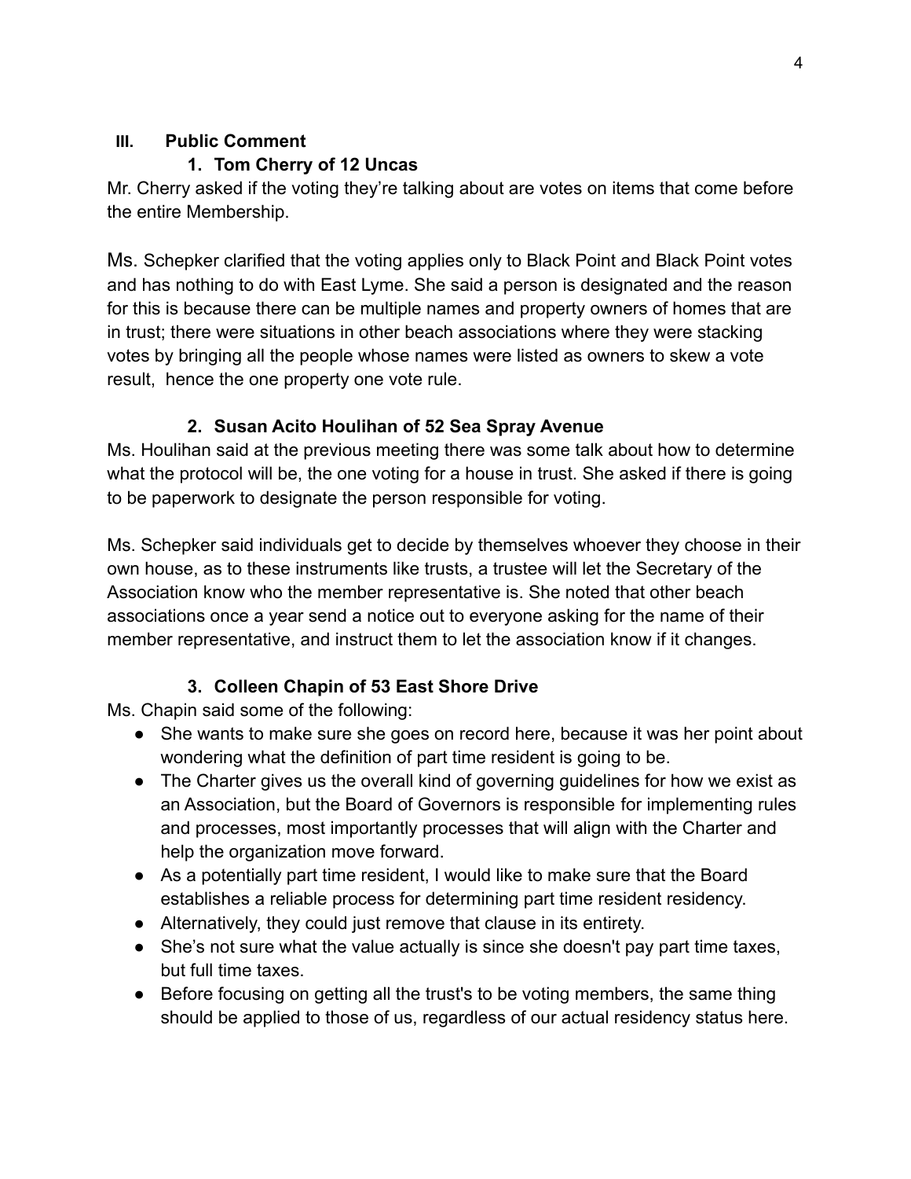## III. Public Comment

### 1. Tom Cherry of 12 Uncas

Mr. Cherry asked if the voting they're talking about are votes on items that come before the entire Membership.

Ms. Schepker clarified that the voting applies only to Black Point and Black Point votes and has nothing to do with East Lyme. She said a person is designated and the reason for this is because there can be multiple names and property owners of homes that are in trust; there were situations in other beach associations where they were stacking votes by bringing all the people whose names were listed as owners to skew a vote result, hence the one property one vote rule.

### 2. Susan Acito Houlihan of 52 Sea Spray Avenue

Ms. Houlihan said at the previous meeting there was some talk about how to determine what the protocol will be, the one voting for a house in trust. She asked if there is going to be paperwork to designate the person responsible for voting.

Ms. Schepker said individuals get to decide by themselves whoever they choose in their own house, as to these instruments like trusts, a trustee will let the Secretary of the Association know who the member representative is. She noted that other beach associations once a year send a notice out to everyone asking for the name of their member representative, and instruct them to let the association know if it changes.

### 3. Colleen Chapin of 53 East Shore Drive

Ms. Chapin said some of the following:

- She wants to make sure she goes on record here, because it was her point about wondering what the definition of part time resident is going to be.
- The Charter gives us the overall kind of governing guidelines for how we exist as an Association, but the Board of Governors is responsible for implementing rules and processes, most importantly processes that will align with the Charter and help the organization move forward.
- As a potentially part time resident, I would like to make sure that the Board establishes a reliable process for determining part time resident residency.
- Alternatively, they could just remove that clause in its entirety.
- She's not sure what the value actually is since she doesn't pay part time taxes, but full time taxes.
- Before focusing on getting all the trust's to be voting members, the same thing should be applied to those of us, regardless of our actual residency status here.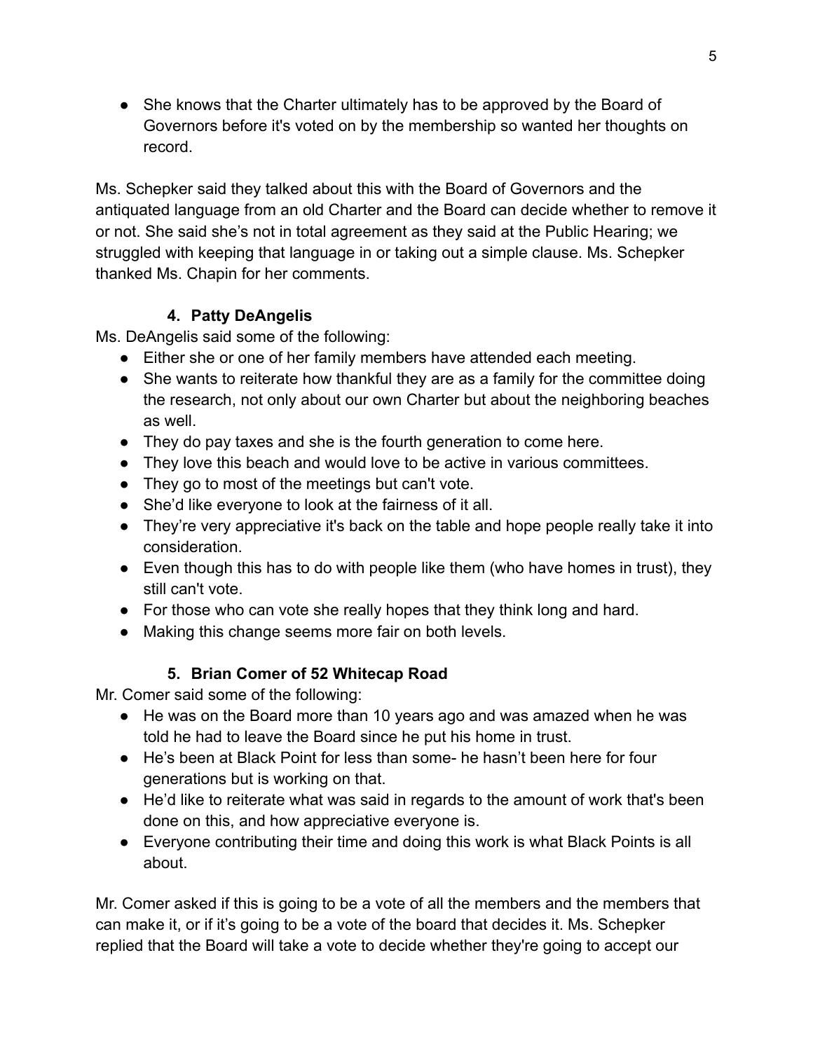- She knows that the Charter ultimately has to be approved by the Board of Governors before it's voted on by the membership so wanted her thoughts on record.

Ms. Schepker said they talked about this with the Board of Governors and the antiquated language from an old Charter and the Board can decide whether to remove it or not. She said she's not in total agreement as they said at the Public Hearing; we struggled with keeping that language in or taking out a simple clause. Ms. Schepker thanked Ms. Chapin for her comments.

### 4. Patty DeAngelis

Ms. DeAngelis said some of the following:

- Either she or one of her family members have attended each meeting.
- She wants to reiterate how thankful they are as a family for the committee doing the research, not only about our own Charter but about the neighboring beaches as well.
- They do pay taxes and she is the fourth generation to come here.
- They love this beach and would love to be active in various committees.
- They go to most of the meetings but can't vote.
- She'd like everyone to look at the fairness of it all.
- They're very appreciative it's back on the table and hope people really take it into consideration.
- Even though this has to do with people like them (who have homes in trust), they still can't vote.
- For those who can vote she really hopes that they think long and hard.
- Making this change seems more fair on both levels.

### 5. Brian Comer of 52 Whitecap Road

Mr. Comer said some of the following:

- He was on the Board more than 10 years ago and was amazed when he was told he had to leave the Board since he put his home in trust.
- He's been at Black Point for less than some- he hasn't been here for four generations but is working on that.
- He'd like to reiterate what was said in regards to the amount of work that's been done on this, and how appreciative everyone is.
- Everyone contributing their time and doing this work is what Black Points is all about.

Mr. Comer asked if this is going to be a vote of all the members and the members that can make it, or if it's going to be a vote of the board that decides it. Ms. Schepker replied that the Board will take a vote to decide whether they're going to accept our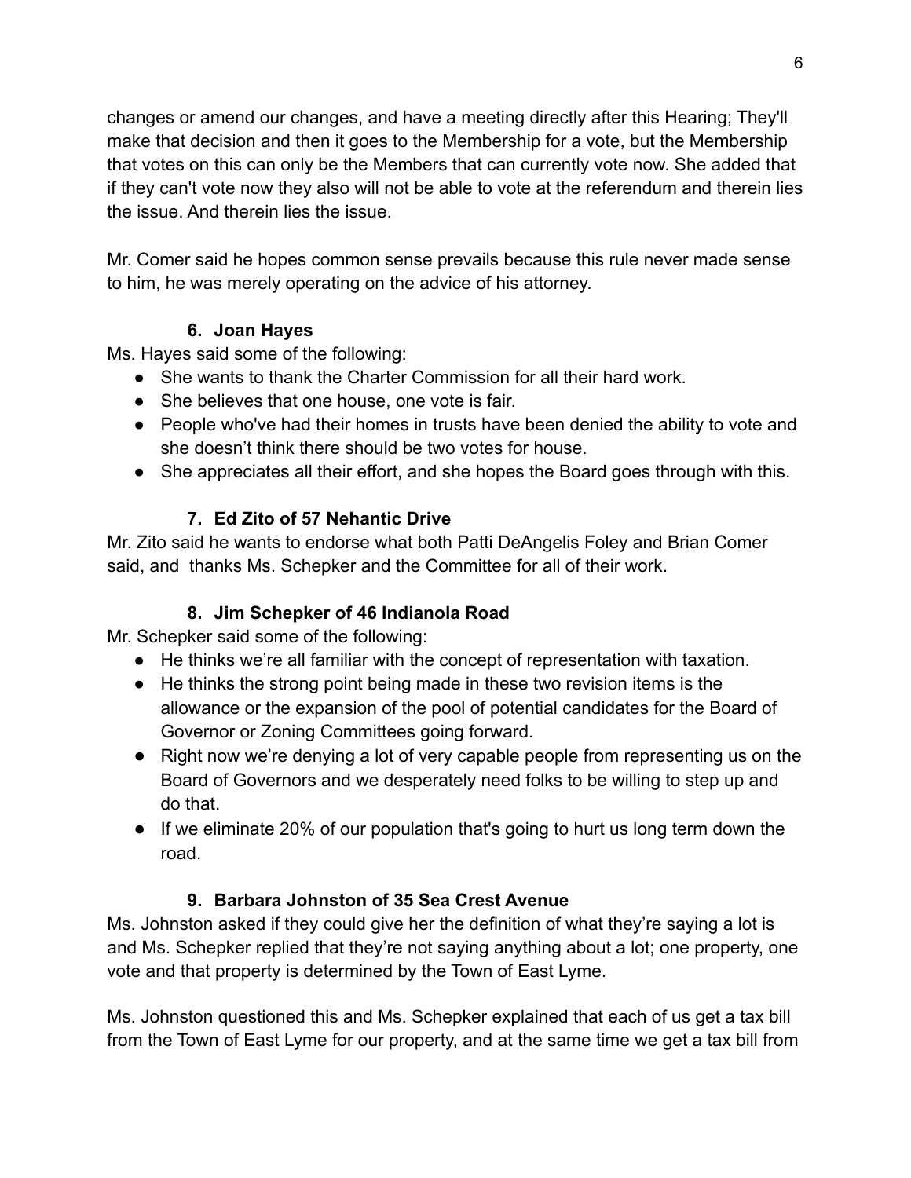changes or amend our changes, and have a meeting directly after this Hearing; They'll make that decision and then it goes to the Membership for a vote, but the Membership that votes on this can only be the Members that can currently vote now. She added that if they can't vote now they also will not be able to vote at the referendum and therein lies the issue. And therein lies the issue.

Mr. Comer said he hopes common sense prevails because this rule never made sense to him, he was merely operating on the advice of his attorney.

### 6. Joan Hayes

Ms. Hayes said some of the following:

- She wants to thank the Charter Commission for all their hard work.
- She believes that one house, one vote is fair.
- People who've had their homes in trusts have been denied the ability to vote and she doesn't think there should be two votes for house.
- She appreciates all their effort, and she hopes the Board goes through with this.

### 7. Ed Zito of 57 Nehantic Drive

Mr. Zito said he wants to endorse what both Patti DeAngelis Foley and Brian Comer said, and thanks Ms. Schepker and the Committee for all of their work.

### 8. Jim Schepker of 46 Indianola Road

Mr. Schepker said some of the following:

- He thinks we're all familiar with the concept of representation with taxation.
- He thinks the strong point being made in these two revision items is the allowance or the expansion of the pool of potential candidates for the Board of Governor or Zoning Committees going forward.
- Right now we're denying a lot of very capable people from representing us on the Board of Governors and we desperately need folks to be willing to step up and do that.
- If we eliminate 20% of our population that's going to hurt us long term down the road.

### 9. Barbara Johnston of 35 Sea Crest Avenue

Ms. Johnston asked if they could give her the definition of what they're saying a lot is and Ms. Schepker replied that they're not saying anything about a lot; one property, one vote and that property is determined by the Town of East Lyme.

Ms. Johnston questioned this and Ms. Schepker explained that each of us get a tax bill from the Town of East Lyme for our property, and at the same time we get a tax bill from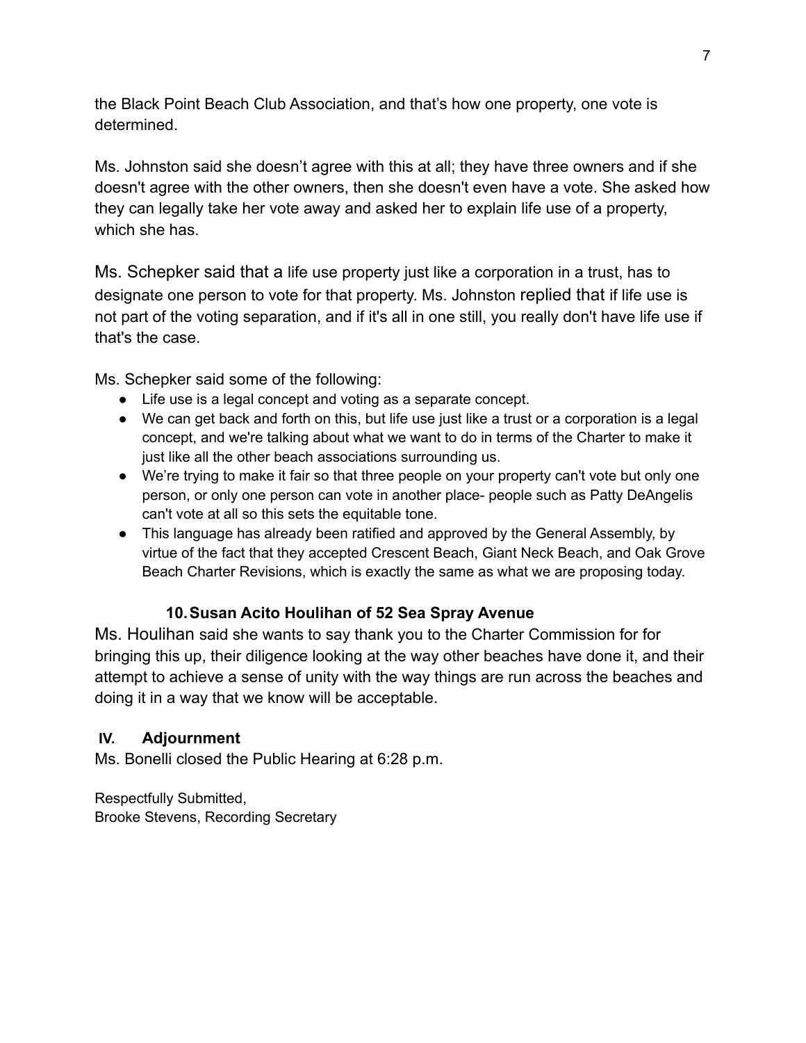the Black Point Beach Club Association, and that's how one property, one vote is determined.

Ms. Johnston said she doesn't agree with this at all; they have three owners and if she doesn't agree with the other owners, then she doesn't even have a vote. She asked how they can legally take her vote away and asked her to explain life use of a property, which she has.

Ms. Schepker said that a life use property just like a corporation in a trust, has to designate one person to vote for that property. Ms. Johnston replied that if life use is not part of the voting separation, and if it's all in one still, you really don't have life use if that's the case.

Ms. Schepker said some of the following:

- Life use is a legal concept and voting as a separate concept.
- We can get back and forth on this, but life use just like a trust or a corporation is a legal concept, and we're talking about what we want to do in terms of the Charter to make it just like all the other beach associations surrounding us.
- We're trying to make it fair so that three people on your property can't vote but only one person, or only one person can vote in another place- people such as Patty DeAngelis can't vote at all so this sets the equitable tone.
- This language has already been ratified and approved by the General Assembly, by virtue of the fact that they accepted Crescent Beach, Giant Neck Beach, and Oak Grove Beach Charter Revisions, which is exactly the same as what we are proposing today.

**10. Susan Acito Houlihan of 52 Sea Spray Avenue**

Ms. Houlihan said she wants to say thank you to the Charter Commission for for bringing this up, their diligence looking at the way other beaches have done it, and their attempt to achieve a sense of unity with the way things are run across the beaches and doing it in a way that we know will be acceptable.

## IV. Adjournment

Ms. Bonelli closed the Public Hearing at 6:28 p.m.

Respectfully Submitted,
Brooke Stevens, Recording Secretary